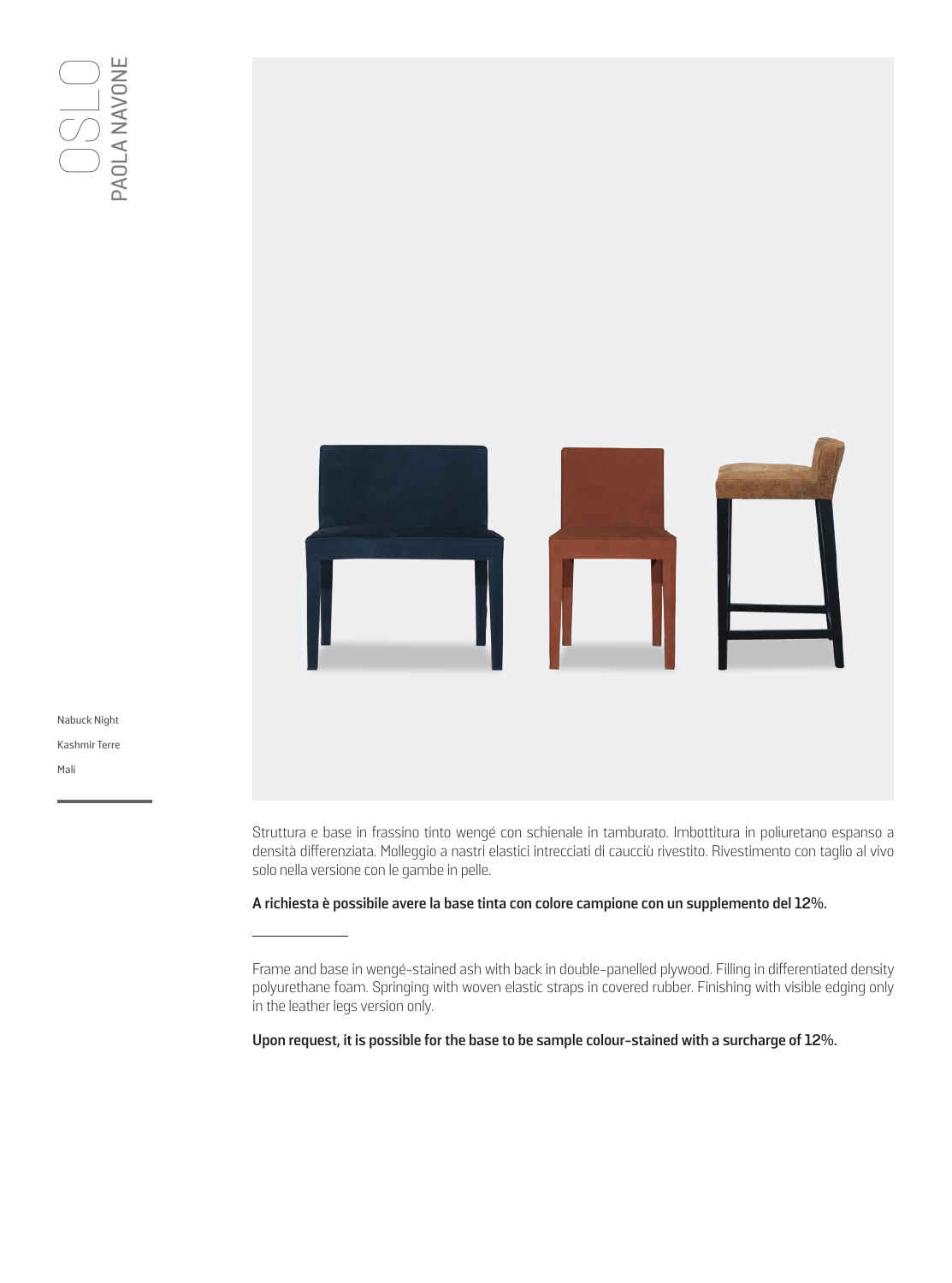# OSLO

## PAOLA NAVONE

Nabuck Night

Kashmir Terre

Mali

Struttura e base in frassino tinto wengé con schienale in tamburato. Imbottitura in poliuretano espanso a densità differenziata. Molleggio a nastri elastici intrecciati di caucciù rivestito. Rivestimento con taglio al vivo solo nella versione con le gambe in pelle.

**A richiesta è possibile avere la base tinta con colore campione con un supplemento del 12%.**

---

Frame and base in wengé-stained ash with back in double-panelled plywood. Filling in differentiated density polyurethane foam. Springing with woven elastic straps in covered rubber. Finishing with visible edging only in the leather legs version only.

**Upon request, it is possible for the base to be sample colour-stained with a surcharge of 12%.**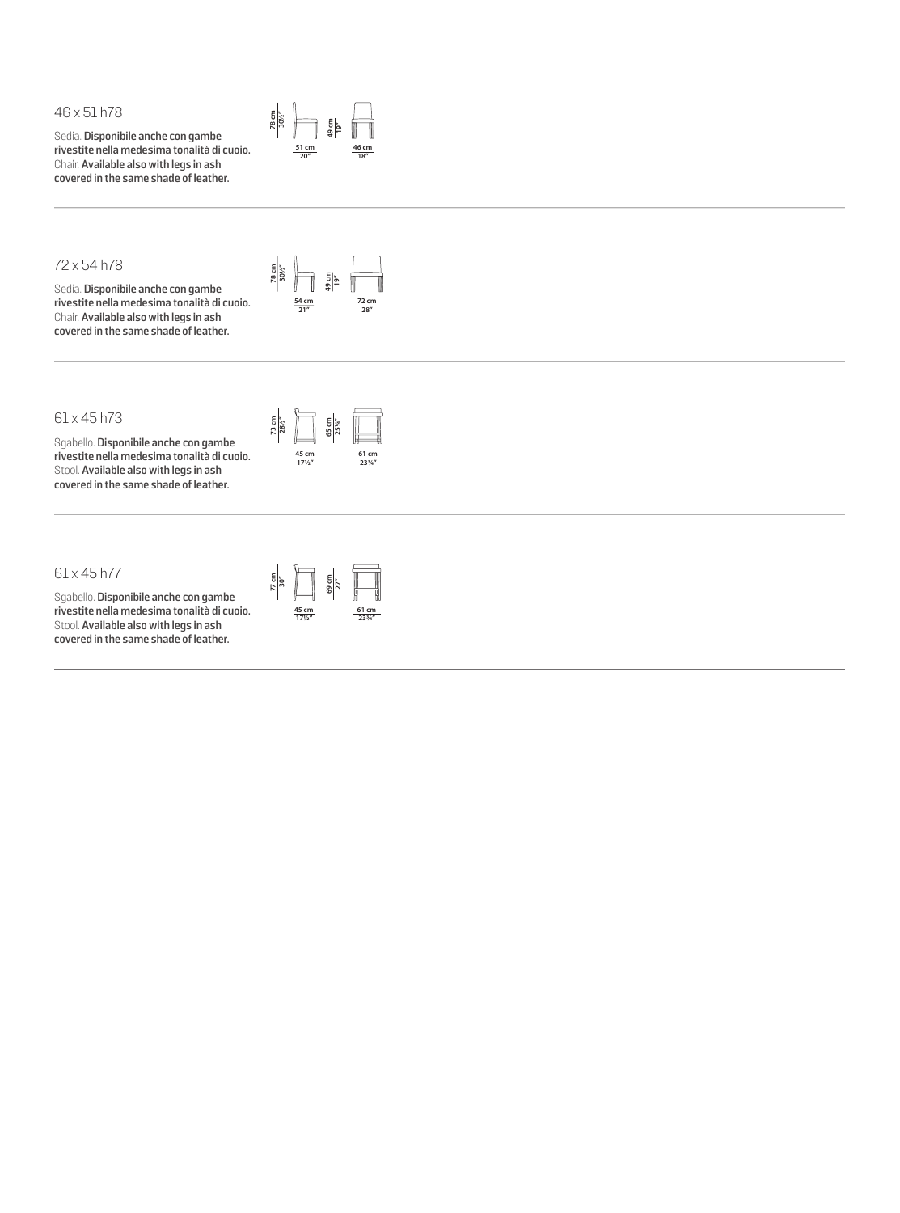## 46 x 51 h78

Sedia. **Disponibile anche con gambe rivestite nella medesima tonalità di cuoio.**
Chair. **Available also with legs in ash covered in the same shade of leather.**

78 cm
30½"
49 cm
19"
51 cm
20"
46 cm
18"

---

## 72 x 54 h78

Sedia. **Disponibile anche con gambe rivestite nella medesima tonalità di cuoio.**
Chair. **Available also with legs in ash covered in the same shade of leather.**

78 cm
30½"
49 cm
19"
54 cm
21"
72 cm
28"

---

## 61 x 45 h73

Sgabello. **Disponibile anche con gambe rivestite nella medesima tonalità di cuoio.**
Stool. **Available also with legs in ash covered in the same shade of leather.**

73 cm
28½"
65 cm
25½"
45 cm
17½"
61 cm
23¾"

---

## 61 x 45 h77

Sgabello. **Disponibile anche con gambe rivestite nella medesima tonalità di cuoio.**
Stool. **Available also with legs in ash covered in the same shade of leather.**

77 cm
30"
69 cm
27"
45 cm
17½"
61 cm
23¾"